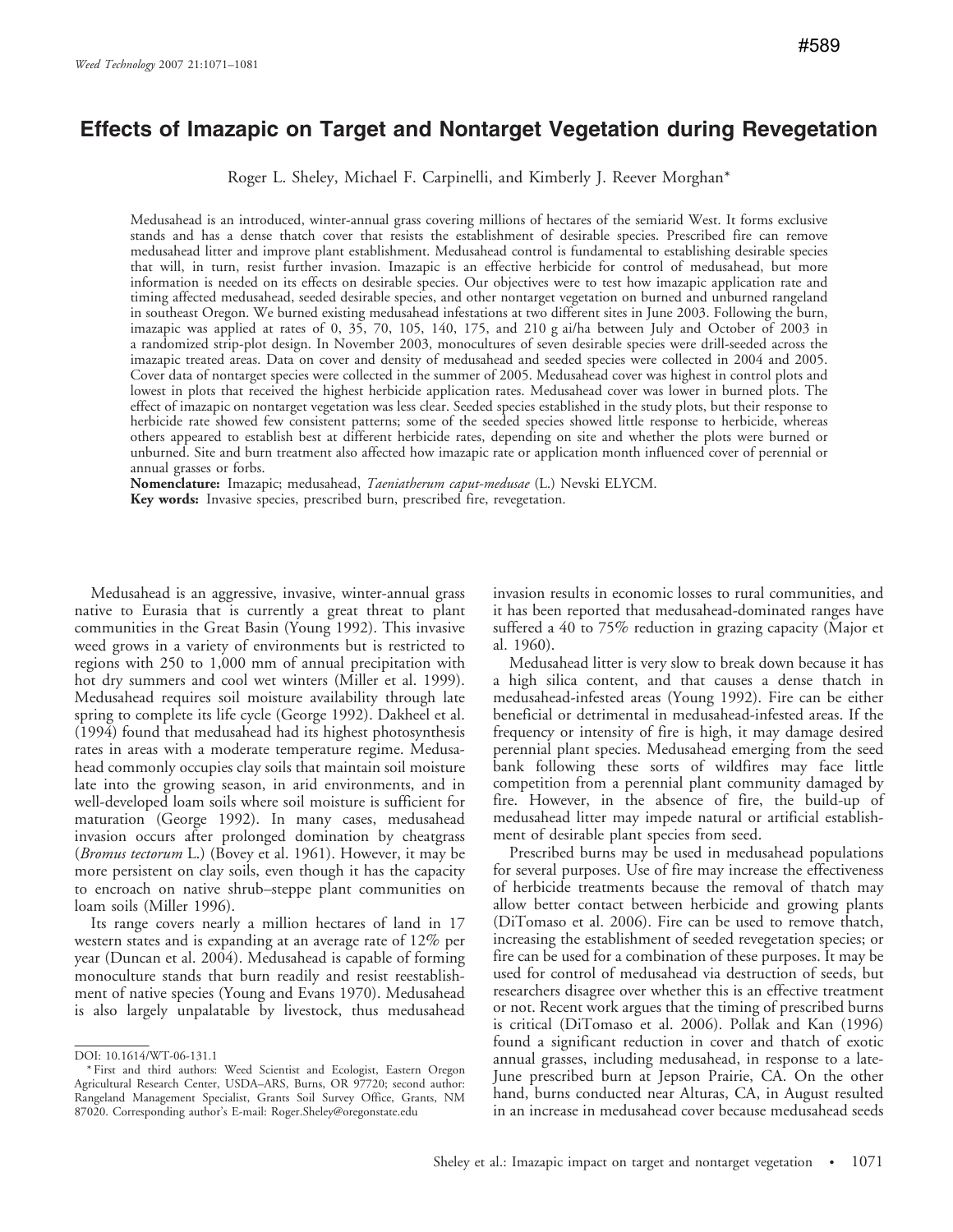#589

# Effects of Imazapic on Target and Nontarget Vegetation during Revegetation

Roger L. Sheley, Michael F. Carpinelli, and Kimberly J. Reever Morghan*

Medusahead is an introduced, winter-annual grass covering millions of hectares of the semiarid West. It forms exclusive stands and has a dense thatch cover that resists the establishment of desirable species. Prescribed fire can remove medusahead litter and improve plant establishment. Medusahead control is fundamental to establishing desirable species that will, in turn, resist further invasion. Imazapic is an effective herbicide for control of medusahead, but more information is needed on its effects on desirable species. Our objectives were to test how imazapic application rate and timing affected medusahead, seeded desirable species, and other nontarget vegetation on burned and unburned rangeland in southeast Oregon. We burned existing medusahead infestations at two different sites in June 2003. Following the burn, imazapic was applied at rates of 0, 35, 70, 105, 140, 175, and 210 g ai/ha between July and October of 2003 in a randomized strip-plot design. In November 2003, monocultures of seven desirable species were drill-seeded across the imazapic treated areas. Data on cover and density of medusahead and seeded species were collected in 2004 and 2005. Cover data of nontarget species were collected in the summer of 2005. Medusahead cover was highest in control plots and lowest in plots that received the highest herbicide application rates. Medusahead cover was lower in burned plots. The effect of imazapic on nontarget vegetation was less clear. Seeded species established in the study plots, but their response to herbicide rate showed few consistent patterns; some of the seeded species showed little response to herbicide, whereas others appeared to establish best at different herbicide rates, depending on site and whether the plots were burned or unburned. Site and burn treatment also affected how imazapic rate or application month influenced cover of perennial or annual grasses or forbs.

**Nomenclature:** Imazapic; medusahead, *Taeniatherum caput-medusae* (L.) Nevski ELYCM.

**Key words:** Invasive species, prescribed burn, prescribed fire, revegetation.

Medusahead is an aggressive, invasive, winter-annual grass native to Eurasia that is currently a great threat to plant communities in the Great Basin (Young 1992). This invasive weed grows in a variety of environments but is restricted to regions with 250 to 1,000 mm of annual precipitation with hot dry summers and cool wet winters (Miller et al. 1999). Medusahead requires soil moisture availability through late spring to complete its life cycle (George 1992). Dakheel et al. (1994) found that medusahead had its highest photosynthesis rates in areas with a moderate temperature regime. Medusahead commonly occupies clay soils that maintain soil moisture late into the growing season, in arid environments, and in well-developed loam soils where soil moisture is sufficient for maturation (George 1992). In many cases, medusahead invasion occurs after prolonged domination by cheatgrass (*Bromus tectorum* L.) (Bovey et al. 1961). However, it may be more persistent on clay soils, even though it has the capacity to encroach on native shrub–steppe plant communities on loam soils (Miller 1996).

Its range covers nearly a million hectares of land in 17 western states and is expanding at an average rate of 12% per year (Duncan et al. 2004). Medusahead is capable of forming monoculture stands that burn readily and resist reestablishment of native species (Young and Evans 1970). Medusahead is also largely unpalatable by livestock, thus medusahead invasion results in economic losses to rural communities, and it has been reported that medusahead-dominated ranges have suffered a 40 to 75% reduction in grazing capacity (Major et al. 1960).

Medusahead litter is very slow to break down because it has a high silica content, and that causes a dense thatch in medusahead-infested areas (Young 1992). Fire can be either beneficial or detrimental in medusahead-infested areas. If the frequency or intensity of fire is high, it may damage desired perennial plant species. Medusahead emerging from the seed bank following these sorts of wildfires may face little competition from a perennial plant community damaged by fire. However, in the absence of fire, the build-up of medusahead litter may impede natural or artificial establishment of desirable plant species from seed.

Prescribed burns may be used in medusahead populations for several purposes. Use of fire may increase the effectiveness of herbicide treatments because the removal of thatch may allow better contact between herbicide and growing plants (DiTomaso et al. 2006). Fire can be used to remove thatch, increasing the establishment of seeded revegetation species; or fire can be used for a combination of these purposes. It may be used for control of medusahead via destruction of seeds, but researchers disagree over whether this is an effective treatment or not. Recent work argues that the timing of prescribed burns is critical (DiTomaso et al. 2006). Pollak and Kan (1996) found a significant reduction in cover and thatch of exotic annual grasses, including medusahead, in response to a late-June prescribed burn at Jepson Prairie, CA. On the other hand, burns conducted near Alturas, CA, in August resulted in an increase in medusahead cover because medusahead seeds

DOI: 10.1614/WT-06-131.1

* First and third authors: Weed Scientist and Ecologist, Eastern Oregon Agricultural Research Center, USDA–ARS, Burns, OR 97720; second author: Rangeland Management Specialist, Grants Soil Survey Office, Grants, NM 87020. Corresponding author's E-mail: Roger.Sheley@oregonstate.edu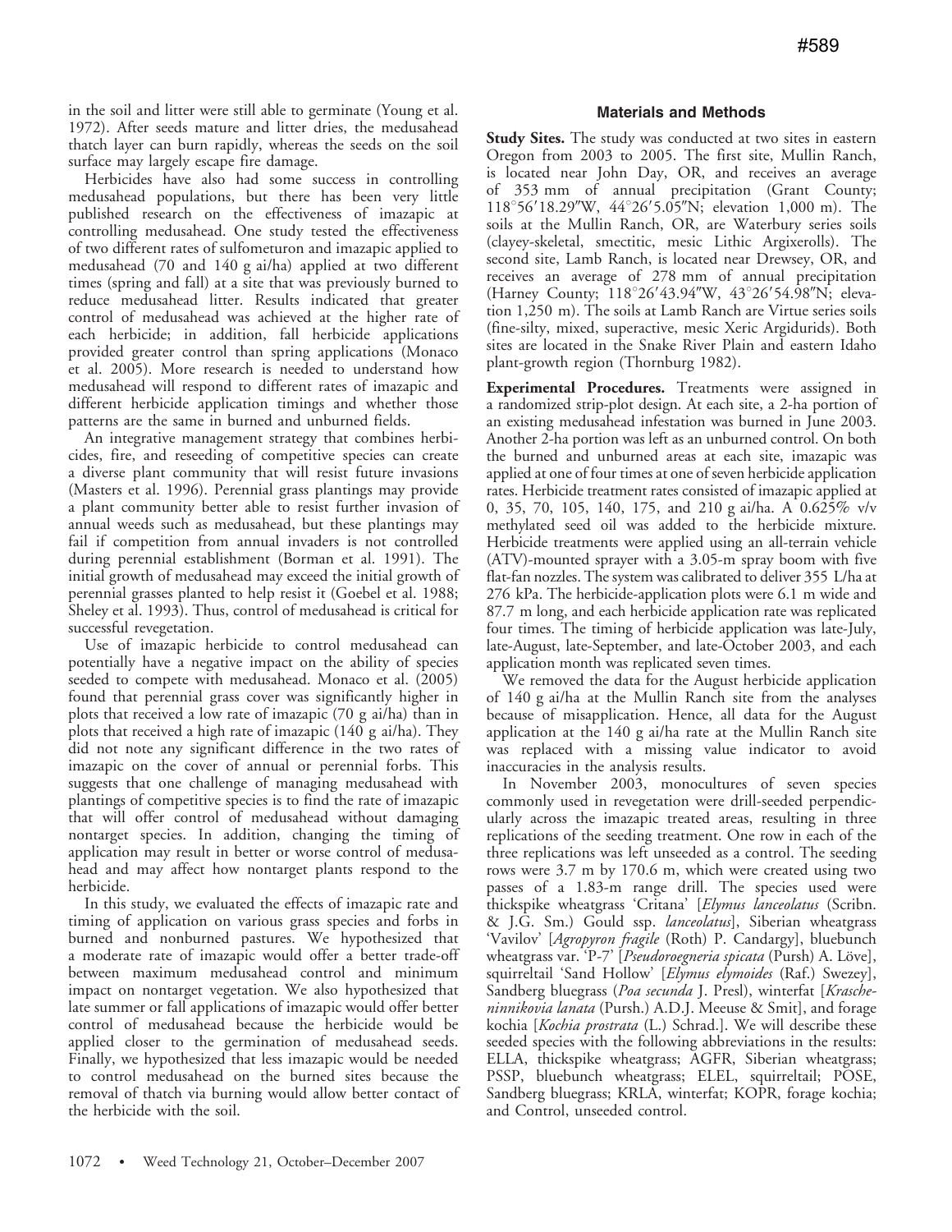in the soil and litter were still able to germinate (Young et al. 1972). After seeds mature and litter dries, the medusahead thatch layer can burn rapidly, whereas the seeds on the soil surface may largely escape fire damage.

Herbicides have also had some success in controlling medusahead populations, but there has been very little published research on the effectiveness of imazapic at controlling medusahead. One study tested the effectiveness of two different rates of sulfometuron and imazapic applied to medusahead (70 and 140 g ai/ha) applied at two different times (spring and fall) at a site that was previously burned to reduce medusahead litter. Results indicated that greater control of medusahead was achieved at the higher rate of each herbicide; in addition, fall herbicide applications provided greater control than spring applications (Monaco et al. 2005). More research is needed to understand how medusahead will respond to different rates of imazapic and different herbicide application timings and whether those patterns are the same in burned and unburned fields.

An integrative management strategy that combines herbicides, fire, and reseeding of competitive species can create a diverse plant community that will resist future invasions (Masters et al. 1996). Perennial grass plantings may provide a plant community better able to resist further invasion of annual weeds such as medusahead, but these plantings may fail if competition from annual invaders is not controlled during perennial establishment (Borman et al. 1991). The initial growth of medusahead may exceed the initial growth of perennial grasses planted to help resist it (Goebel et al. 1988; Sheley et al. 1993). Thus, control of medusahead is critical for successful revegetation.

Use of imazapic herbicide to control medusahead can potentially have a negative impact on the ability of species seeded to compete with medusahead. Monaco et al. (2005) found that perennial grass cover was significantly higher in plots that received a low rate of imazapic (70 g ai/ha) than in plots that received a high rate of imazapic (140 g ai/ha). They did not note any significant difference in the two rates of imazapic on the cover of annual or perennial forbs. This suggests that one challenge of managing medusahead with plantings of competitive species is to find the rate of imazapic that will offer control of medusahead without damaging nontarget species. In addition, changing the timing of application may result in better or worse control of medusahead and may affect how nontarget plants respond to the herbicide.

In this study, we evaluated the effects of imazapic rate and timing of application on various grass species and forbs in burned and nonburned pastures. We hypothesized that a moderate rate of imazapic would offer a better trade-off between maximum medusahead control and minimum impact on nontarget vegetation. We also hypothesized that late summer or fall applications of imazapic would offer better control of medusahead because the herbicide would be applied closer to the germination of medusahead seeds. Finally, we hypothesized that less imazapic would be needed to control medusahead on the burned sites because the removal of thatch via burning would allow better contact of the herbicide with the soil.

## Materials and Methods

**Study Sites.** The study was conducted at two sites in eastern Oregon from 2003 to 2005. The first site, Mullin Ranch, is located near John Day, OR, and receives an average of 353 mm of annual precipitation (Grant County; 118°56′18.29″W, 44°26′5.05″N; elevation 1,000 m). The soils at the Mullin Ranch, OR, are Waterbury series soils (clayey-skeletal, smectitic, mesic Lithic Argixerolls). The second site, Lamb Ranch, is located near Drewsey, OR, and receives an average of 278 mm of annual precipitation (Harney County; 118°26′43.94″W, 43°26′54.98″N; elevation 1,250 m). The soils at Lamb Ranch are Virtue series soils (fine-silty, mixed, superactive, mesic Xeric Argidurids). Both sites are located in the Snake River Plain and eastern Idaho plant-growth region (Thornburg 1982).

**Experimental Procedures.** Treatments were assigned in a randomized strip-plot design. At each site, a 2-ha portion of an existing medusahead infestation was burned in June 2003. Another 2-ha portion was left as an unburned control. On both the burned and unburned areas at each site, imazapic was applied at one of four times at one of seven herbicide application rates. Herbicide treatment rates consisted of imazapic applied at 0, 35, 70, 105, 140, 175, and 210 g ai/ha. A 0.625% v/v methylated seed oil was added to the herbicide mixture. Herbicide treatments were applied using an all-terrain vehicle (ATV)-mounted sprayer with a 3.05-m spray boom with five flat-fan nozzles. The system was calibrated to deliver 355 L/ha at 276 kPa. The herbicide-application plots were 6.1 m wide and 87.7 m long, and each herbicide application rate was replicated four times. The timing of herbicide application was late-July, late-August, late-September, and late-October 2003, and each application month was replicated seven times.

We removed the data for the August herbicide application of 140 g ai/ha at the Mullin Ranch site from the analyses because of misapplication. Hence, all data for the August application at the 140 g ai/ha rate at the Mullin Ranch site was replaced with a missing value indicator to avoid inaccuracies in the analysis results.

In November 2003, monocultures of seven species commonly used in revegetation were drill-seeded perpendicularly across the imazapic treated areas, resulting in three replications of the seeding treatment. One row in each of the three replications was left unseeded as a control. The seeding rows were 3.7 m by 170.6 m, which were created using two passes of a 1.83-m range drill. The species used were thickspike wheatgrass 'Critana' [*Elymus lanceolatus* (Scribn. & J.G. Sm.) Gould ssp. *lanceolatus*], Siberian wheatgrass 'Vavilov' [*Agropyron fragile* (Roth) P. Candargy], bluebunch wheatgrass var. 'P-7' [*Pseudoroegneria spicata* (Pursh) A. Löve], squirreltail 'Sand Hollow' [*Elymus elymoides* (Raf.) Swezey], Sandberg bluegrass (*Poa secunda* J. Presl), winterfat [*Krascheninnikovia lanata* (Pursh.) A.D.J. Meeuse & Smit], and forage kochia [*Kochia prostrata* (L.) Schrad.]. We will describe these seeded species with the following abbreviations in the results: ELLA, thickspike wheatgrass; AGFR, Siberian wheatgrass; PSSP, bluebunch wheatgrass; ELEL, squirreltail; POSE, Sandberg bluegrass; KRLA, winterfat; KOPR, forage kochia; and Control, unseeded control.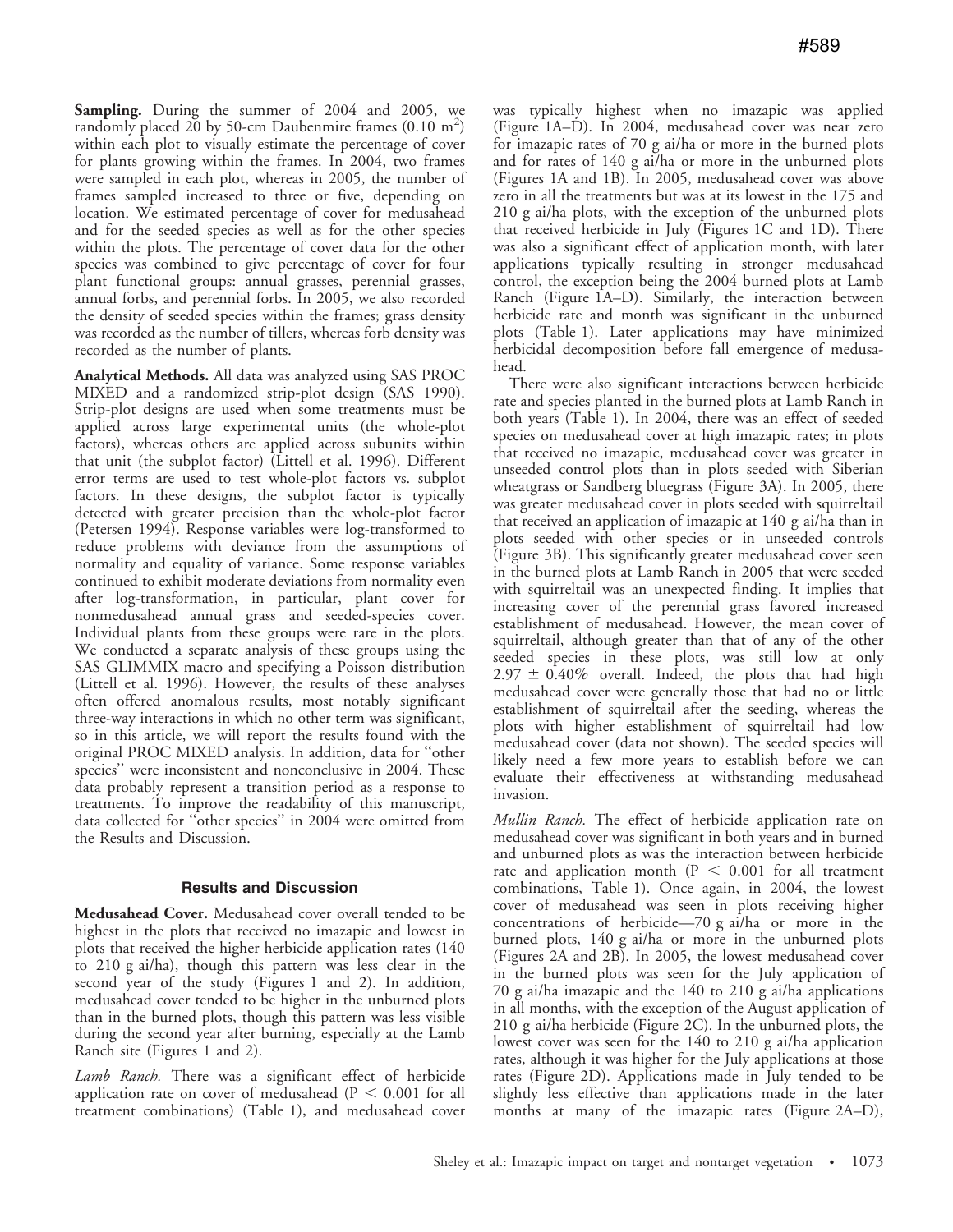**Sampling.** During the summer of 2004 and 2005, we randomly placed 20 by 50-cm Daubenmire frames (0.10 $m^2$) within each plot to visually estimate the percentage of cover for plants growing within the frames. In 2004, two frames were sampled in each plot, whereas in 2005, the number of frames sampled increased to three or five, depending on location. We estimated percentage of cover for medusahead and for the seeded species as well as for the other species within the plots. The percentage of cover data for the other species was combined to give percentage of cover for four plant functional groups: annual grasses, perennial grasses, annual forbs, and perennial forbs. In 2005, we also recorded the density of seeded species within the frames; grass density was recorded as the number of tillers, whereas forb density was recorded as the number of plants.

**Analytical Methods.** All data was analyzed using SAS PROC MIXED and a randomized strip-plot design (SAS 1990). Strip-plot designs are used when some treatments must be applied across large experimental units (the whole-plot factors), whereas others are applied across subunits within that unit (the subplot factor) (Littell et al. 1996). Different error terms are used to test whole-plot factors vs. subplot factors. In these designs, the subplot factor is typically detected with greater precision than the whole-plot factor (Petersen 1994). Response variables were log-transformed to reduce problems with deviance from the assumptions of normality and equality of variance. Some response variables continued to exhibit moderate deviations from normality even after log-transformation, in particular, plant cover for nonmedusahead annual grass and seeded-species cover. Individual plants from these groups were rare in the plots. We conducted a separate analysis of these groups using the SAS GLIMMIX macro and specifying a Poisson distribution (Littell et al. 1996). However, the results of these analyses often offered anomalous results, most notably significant three-way interactions in which no other term was significant, so in this article, we will report the results found with the original PROC MIXED analysis. In addition, data for "other species" were inconsistent and nonconclusive in 2004. These data probably represent a transition period as a response to treatments. To improve the readability of this manuscript, data collected for "other species" in 2004 were omitted from the Results and Discussion.

## Results and Discussion

**Medusahead Cover.** Medusahead cover overall tended to be highest in the plots that received no imazapic and lowest in plots that received the higher herbicide application rates (140 to 210 g ai/ha), though this pattern was less clear in the second year of the study (Figures 1 and 2). In addition, medusahead cover tended to be higher in the unburned plots than in the burned plots, though this pattern was less visible during the second year after burning, especially at the Lamb Ranch site (Figures 1 and 2).

*Lamb Ranch.* There was a significant effect of herbicide application rate on cover of medusahead ($P < 0.001$ for all treatment combinations) (Table 1), and medusahead cover was typically highest when no imazapic was applied (Figure 1A–D). In 2004, medusahead cover was near zero for imazapic rates of 70 g ai/ha or more in the burned plots and for rates of 140 g ai/ha or more in the unburned plots (Figures 1A and 1B). In 2005, medusahead cover was above zero in all the treatments but was at its lowest in the 175 and 210 g ai/ha plots, with the exception of the unburned plots that received herbicide in July (Figures 1C and 1D). There was also a significant effect of application month, with later applications typically resulting in stronger medusahead control, the exception being the 2004 burned plots at Lamb Ranch (Figure 1A–D). Similarly, the interaction between herbicide rate and month was significant in the unburned plots (Table 1). Later applications may have minimized herbicidal decomposition before fall emergence of medusahead.

There were also significant interactions between herbicide rate and species planted in the burned plots at Lamb Ranch in both years (Table 1). In 2004, there was an effect of seeded species on medusahead cover at high imazapic rates; in plots that received no imazapic, medusahead cover was greater in unseeded control plots than in plots seeded with Siberian wheatgrass or Sandberg bluegrass (Figure 3A). In 2005, there was greater medusahead cover in plots seeded with squirreltail that received an application of imazapic at 140 g ai/ha than in plots seeded with other species or in unseeded controls (Figure 3B). This significantly greater medusahead cover seen in the burned plots at Lamb Ranch in 2005 that were seeded with squirreltail was an unexpected finding. It implies that increasing cover of the perennial grass favored increased establishment of medusahead. However, the mean cover of squirreltail, although greater than that of any of the other seeded species in these plots, was still low at only $2.97 \pm 0.40\%$ overall. Indeed, the plots that had high medusahead cover were generally those that had no or little establishment of squirreltail after the seeding, whereas the plots with higher establishment of squirreltail had low medusahead cover (data not shown). The seeded species will likely need a few more years to establish before we can evaluate their effectiveness at withstanding medusahead invasion.

*Mullin Ranch.* The effect of herbicide application rate on medusahead cover was significant in both years and in burned and unburned plots as was the interaction between herbicide rate and application month ($P < 0.001$ for all treatment combinations, Table 1). Once again, in 2004, the lowest cover of medusahead was seen in plots receiving higher concentrations of herbicide—70 g ai/ha or more in the burned plots, 140 g ai/ha or more in the unburned plots (Figures 2A and 2B). In 2005, the lowest medusahead cover in the burned plots was seen for the July application of 70 g ai/ha imazapic and the 140 to 210 g ai/ha applications in all months, with the exception of the August application of 210 g ai/ha herbicide (Figure 2C). In the unburned plots, the lowest cover was seen for the 140 to 210 g ai/ha application rates, although it was higher for the July applications at those rates (Figure 2D). Applications made in July tended to be slightly less effective than applications made in the later months at many of the imazapic rates (Figure 2A–D),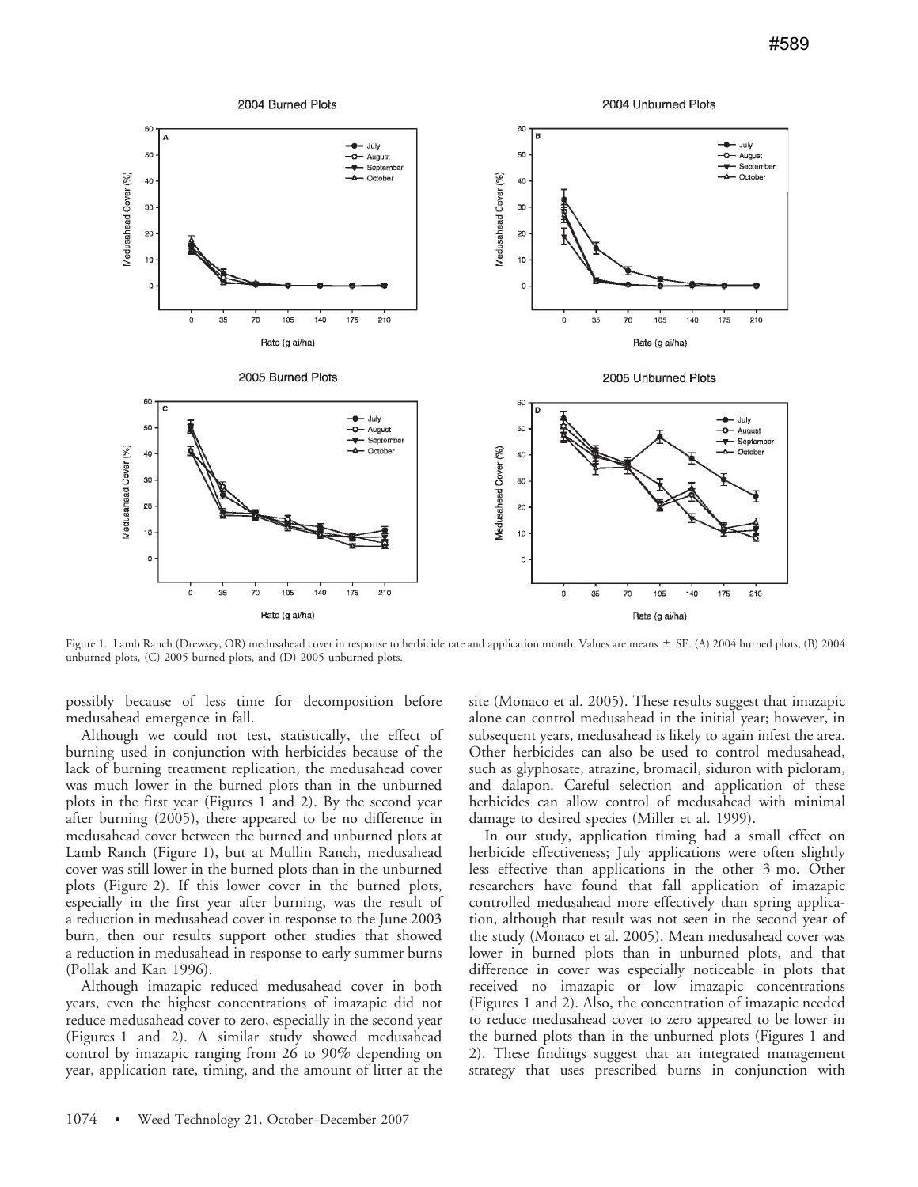#589

2004 Burned Plots

A

Medusahead Cover (%)

July
August
September
October

Rate (g ai/ha)

0 35 70 105 140 175 210

2004 Unburned Plots

B

Medusahead Cover (%)

July
August
September
October

Rate (g ai/ha)

2005 Burned Plots

C

Medusahead Cover (%)

July
August
September
October

Rate (g ai/ha)

2005 Unburned Plots

D

Medusahead Cover (%)

July
August
September
October

Rate (g ai/ha)

Figure 1. Lamb Ranch (Drewsey, OR) medusahead cover in response to herbicide rate and application month. Values are means ± SE. (A) 2004 burned plots, (B) 2004 unburned plots, (C) 2005 burned plots, and (D) 2005 unburned plots.

possibly because of less time for decomposition before medusahead emergence in fall.

Although we could not test, statistically, the effect of burning used in conjunction with herbicides because of the lack of burning treatment replication, the medusahead cover was much lower in the burned plots than in the unburned plots in the first year (Figures 1 and 2). By the second year after burning (2005), there appeared to be no difference in medusahead cover between the burned and unburned plots at Lamb Ranch (Figure 1), but at Mullin Ranch, medusahead cover was still lower in the burned plots than in the unburned plots (Figure 2). If this lower cover in the burned plots, especially in the first year after burning, was the result of a reduction in medusahead cover in response to the June 2003 burn, then our results support other studies that showed a reduction in medusahead in response to early summer burns (Pollak and Kan 1996).

Although imazapic reduced medusahead cover in both years, even the highest concentrations of imazapic did not reduce medusahead cover to zero, especially in the second year (Figures 1 and 2). A similar study showed medusahead control by imazapic ranging from 26 to 90% depending on year, application rate, timing, and the amount of litter at the site (Monaco et al. 2005). These results suggest that imazapic alone can control medusahead in the initial year; however, in subsequent years, medusahead is likely to again infest the area. Other herbicides can also be used to control medusahead, such as glyphosate, atrazine, bromacil, siduron with picloram, and dalapon. Careful selection and application of these herbicides can allow control of medusahead with minimal damage to desired species (Miller et al. 1999).

In our study, application timing had a small effect on herbicide effectiveness; July applications were often slightly less effective than applications in the other 3 mo. Other researchers have found that fall application of imazapic controlled medusahead more effectively than spring application, although that result was not seen in the second year of the study (Monaco et al. 2005). Mean medusahead cover was lower in burned plots than in unburned plots, and that difference in cover was especially noticeable in plots that received no imazapic or low imazapic concentrations (Figures 1 and 2). Also, the concentration of imazapic needed to reduce medusahead cover to zero appeared to be lower in the burned plots than in the unburned plots (Figures 1 and 2). These findings suggest that an integrated management strategy that uses prescribed burns in conjunction with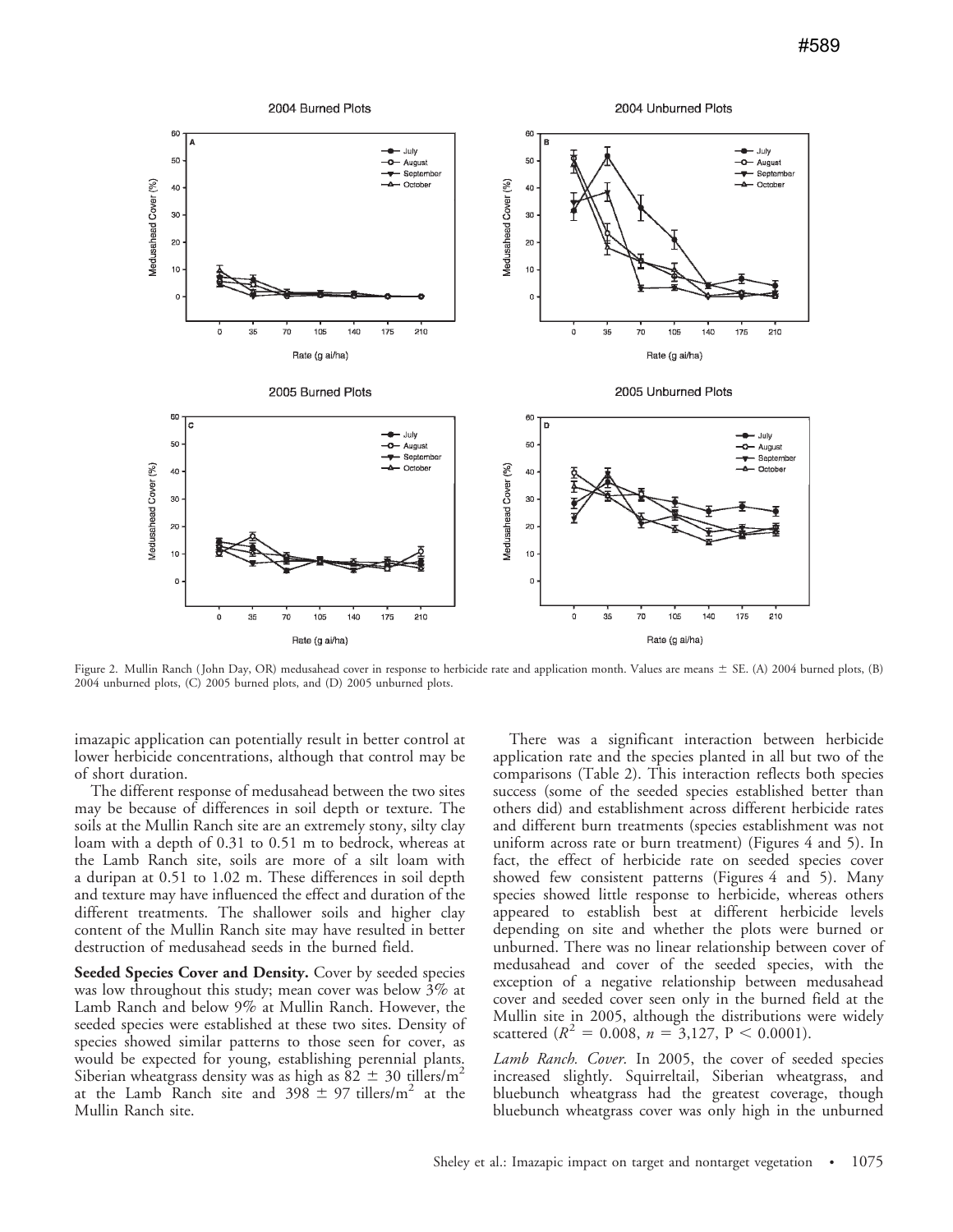#589

2004 Burned Plots

A

Medusahead Cover (%)

60
50
40
30
20
10
0

0 35 70 105 140 175 210

Rate (g ai/ha)

July
August
September
October

2004 Unburned Plots

B

Medusahead Cover (%)

60
50
40
30
20
10
0

0 35 70 105 140 175 210

Rate (g ai/ha)

July
August
September
October

2005 Burned Plots

C

Medusahead Cover (%)

60
50
40
30
20
10
0

0 35 70 105 140 175 210

Rate (g ai/ha)

July
August
September
October

2005 Unburned Plots

D

Medusahead Cover (%)

60
50
40
30
20
10
0

0 35 70 105 140 175 210

Rate (g ai/ha)

July
August
September
October

Figure 2. Mullin Ranch (John Day, OR) medusahead cover in response to herbicide rate and application month. Values are means ± SE. (A) 2004 burned plots, (B) 2004 unburned plots, (C) 2005 burned plots, and (D) 2005 unburned plots.

imazapic application can potentially result in better control at lower herbicide concentrations, although that control may be of short duration.

The different response of medusahead between the two sites may be because of differences in soil depth or texture. The soils at the Mullin Ranch site are an extremely stony, silty clay loam with a depth of 0.31 to 0.51 m to bedrock, whereas at the Lamb Ranch site, soils are more of a silt loam with a duripan at 0.51 to 1.02 m. These differences in soil depth and texture may have influenced the effect and duration of the different treatments. The shallower soils and higher clay content of the Mullin Ranch site may have resulted in better destruction of medusahead seeds in the burned field.

**Seeded Species Cover and Density.** Cover by seeded species was low throughout this study; mean cover was below 3% at Lamb Ranch and below 9% at Mullin Ranch. However, the seeded species were established at these two sites. Density of species showed similar patterns to those seen for cover, as would be expected for young, establishing perennial plants. Siberian wheatgrass density was as high as $82 \pm 30$ tillers/m$^2$ at the Lamb Ranch site and $398 \pm 97$ tillers/m$^2$ at the Mullin Ranch site.

There was a significant interaction between herbicide application rate and the species planted in all but two of the comparisons (Table 2). This interaction reflects both species success (some of the seeded species established better than others did) and establishment across different herbicide rates and different burn treatments (species establishment was not uniform across rate or burn treatment) (Figures 4 and 5). In fact, the effect of herbicide rate on seeded species cover showed few consistent patterns (Figures 4 and 5). Many species showed little response to herbicide, whereas others appeared to establish best at different herbicide levels depending on site and whether the plots were burned or unburned. There was no linear relationship between cover of medusahead and cover of the seeded species, with the exception of a negative relationship between medusahead cover and seeded cover seen only in the burned field at the Mullin site in 2005, although the distributions were widely scattered ($R^2 = 0.008$, $n = 3{,}127$, $P < 0.0001$).

*Lamb Ranch. Cover.* In 2005, the cover of seeded species increased slightly. Squirreltail, Siberian wheatgrass, and bluebunch wheatgrass had the greatest coverage, though bluebunch wheatgrass cover was only high in the unburned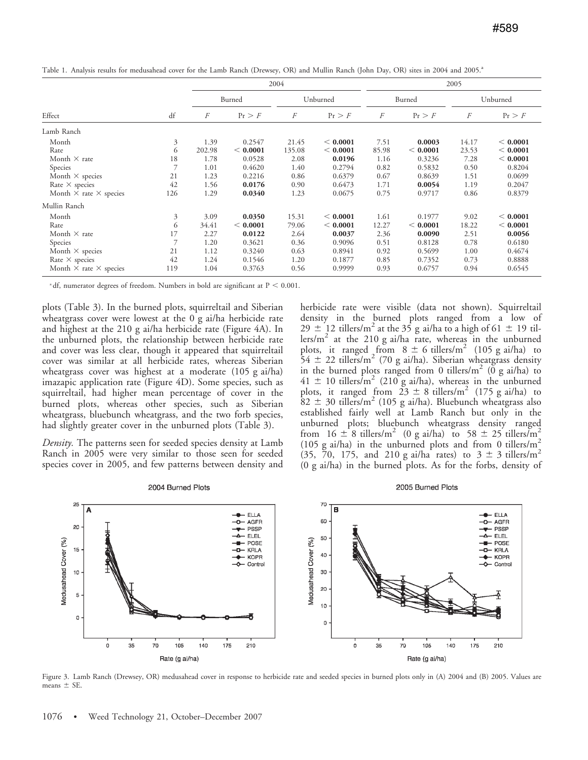Table 1. Analysis results for medusahead cover for the Lamb Ranch (Drewsey, OR) and Mullin Ranch (John Day, OR) sites in 2004 and 2005.[a]

| | | 2004 | | | | 2005 | | | |
|---|---|---|---|---|---|---|---|---|---|
| | | Burned | | Unburned | | Burned | | Unburned | |
| Effect | df | $F$ | Pr > $F$ | $F$ | Pr > $F$ | $F$ | Pr > $F$ | $F$ | Pr > $F$ |
| Lamb Ranch | | | | | | | | | |
| Month | 3 | 1.39 | 0.2547 | 21.45 | **< 0.0001** | 7.51 | **0.0003** | 14.17 | **< 0.0001** |
| Rate | 6 | 202.98 | **< 0.0001** | 135.08 | **< 0.0001** | 85.98 | **< 0.0001** | 23.53 | **< 0.0001** |
| Month × rate | 18 | 1.78 | 0.0528 | 2.08 | **0.0196** | 1.16 | 0.3236 | 7.28 | **< 0.0001** |
| Species | 7 | 1.01 | 0.4620 | 1.40 | 0.2794 | 0.82 | 0.5832 | 0.50 | 0.8204 |
| Month × species | 21 | 1.23 | 0.2216 | 0.86 | 0.6379 | 0.67 | 0.8639 | 1.51 | 0.0699 |
| Rate × species | 42 | 1.56 | **0.0176** | 0.90 | 0.6473 | 1.71 | **0.0054** | 1.19 | 0.2047 |
| Month × rate × species | 126 | 1.29 | **0.0340** | 1.23 | 0.0675 | 0.75 | 0.9717 | 0.86 | 0.8379 |
| Mullin Ranch | | | | | | | | | |
| Month | 3 | 3.09 | **0.0350** | 15.31 | **< 0.0001** | 1.61 | 0.1977 | 9.02 | **< 0.0001** |
| Rate | 6 | 34.41 | **< 0.0001** | 79.06 | **< 0.0001** | 12.27 | **< 0.0001** | 18.22 | **< 0.0001** |
| Month × rate | 17 | 2.27 | **0.0122** | 2.64 | **0.0037** | 2.36 | **0.0090** | 2.51 | **0.0056** |
| Species | 7 | 1.20 | 0.3621 | 0.36 | 0.9096 | 0.51 | 0.8128 | 0.78 | 0.6180 |
| Month × species | 21 | 1.12 | 0.3240 | 0.63 | 0.8941 | 0.92 | 0.5699 | 1.00 | 0.4674 |
| Rate × species | 42 | 1.24 | 0.1546 | 1.20 | 0.1877 | 0.85 | 0.7352 | 0.73 | 0.8888 |
| Month × rate × species | 119 | 1.04 | 0.3763 | 0.56 | 0.9999 | 0.93 | 0.6757 | 0.94 | 0.6545 |

[a] df, numerator degrees of freedom. Numbers in bold are significant at $P < 0.001$.

plots (Table 3). In the burned plots, squirreltail and Siberian wheatgrass cover were lowest at the 0 g ai/ha herbicide rate and highest at the 210 g ai/ha herbicide rate (Figure 4A). In the unburned plots, the relationship between herbicide rate and cover was less clear, though it appeared that squirreltail cover was similar at all herbicide rates, whereas Siberian wheatgrass cover was highest at a moderate (105 g ai/ha) imazapic application rate (Figure 4D). Some species, such as squirreltail, had higher mean percentage of cover in the burned plots, whereas other species, such as Siberian wheatgrass, bluebunch wheatgrass, and the two forb species, had slightly greater cover in the unburned plots (Table 3).

*Density.* The patterns seen for seeded species density at Lamb Ranch in 2005 were very similar to those seen for seeded species cover in 2005, and few patterns between density and herbicide rate were visible (data not shown). Squirreltail density in the burned plots ranged from a low of $29 \pm 12$ tillers/m$^2$ at the 35 g ai/ha to a high of $61 \pm 19$ tillers/m$^2$ at the 210 g ai/ha rate, whereas in the unburned plots, it ranged from $8 \pm 6$ tillers/m$^2$ (105 g ai/ha) to $54 \pm 22$ tillers/m$^2$ (70 g ai/ha). Siberian wheatgrass density in the burned plots ranged from 0 tillers/m$^2$ (0 g ai/ha) to $41 \pm 10$ tillers/m$^2$ (210 g ai/ha), whereas in the unburned plots, it ranged from $23 \pm 8$ tillers/m$^2$ (175 g ai/ha) to $82 \pm 30$ tillers/m$^2$ (105 g ai/ha). Bluebunch wheatgrass also established fairly well at Lamb Ranch but only in the unburned plots; bluebunch wheatgrass density ranged from $16 \pm 8$ tillers/m$^2$ (0 g ai/ha) to $58 \pm 25$ tillers/m$^2$ (105 g ai/ha) in the unburned plots and from 0 tillers/m$^2$ (35, 70, 175, and 210 g ai/ha rates) to $3 \pm 3$ tillers/m$^2$ (0 g ai/ha) in the burned plots. As for the forbs, density of

2004 Burned Plots

A

Medusahead Cover (%)

Rate (g ai/ha)

ELLA
AGFR
PSSP
ELEL
POSE
KRLA
KOPR
Control

2005 Burned Plots

B

Medusahead Cover (%)

Rate (g ai/ha)

ELLA
AGFR
PSSP
ELEL
POSE
KRLA
KOPR
Control

Figure 3. Lamb Ranch (Drewsey, OR) medusahead cover in response to herbicide rate and seeded species in burned plots only in (A) 2004 and (B) 2005. Values are means ± SE.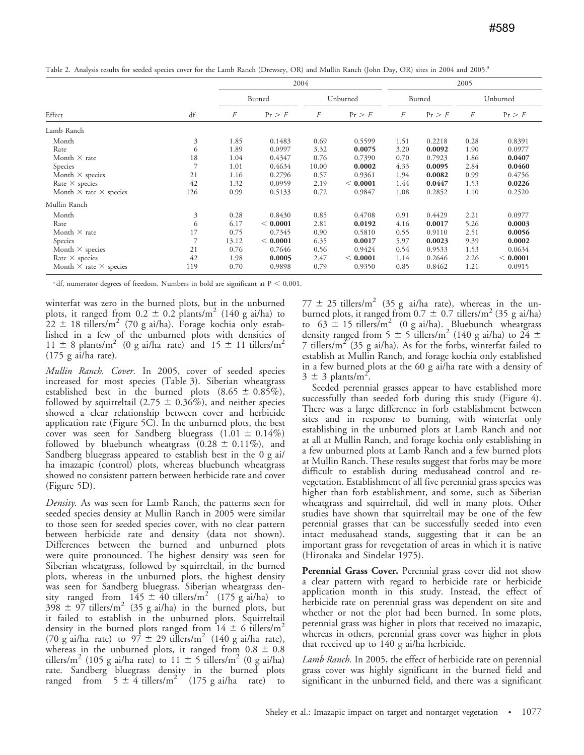#589

Table 2. Analysis results for seeded species cover for the Lamb Ranch (Drewsey, OR) and Mullin Ranch (John Day, OR) sites in 2004 and 2005.[a]

| | | 2004 | | | | 2005 | | | |
|---|---|---|---|---|---|---|---|---|---|
| | | Burned | | Unburned | | Burned | | Unburned | |
| Effect | df | $F$ | $\Pr > F$ | $F$ | $\Pr > F$ | $F$ | $\Pr > F$ | $F$ | $\Pr > F$ |
| Lamb Ranch | | | | | | | | | |
| Month | 3 | 1.85 | 0.1483 | 0.69 | 0.5599 | 1.51 | 0.2218 | 0.28 | 0.8391 |
| Rate | 6 | 1.89 | 0.0997 | 3.32 | **0.0075** | 3.20 | **0.0092** | 1.90 | 0.0977 |
| Month × rate | 18 | 1.04 | 0.4347 | 0.76 | 0.7390 | 0.70 | 0.7923 | 1.86 | **0.0407** |
| Species | 7 | 1.01 | 0.4634 | 10.00 | **0.0002** | 4.33 | **0.0095** | 2.84 | **0.0460** |
| Month × species | 21 | 1.16 | 0.2796 | 0.57 | 0.9361 | 1.94 | **0.0082** | 0.99 | 0.4756 |
| Rate × species | 42 | 1.32 | 0.0959 | 2.19 | **< 0.0001** | 1.44 | **0.0447** | 1.53 | **0.0226** |
| Month × rate × species | 126 | 0.99 | 0.5133 | 0.72 | 0.9847 | 1.08 | 0.2852 | 1.10 | 0.2520 |
| Mullin Ranch | | | | | | | | | |
| Month | 3 | 0.28 | 0.8430 | 0.85 | 0.4708 | 0.91 | 0.4429 | 2.21 | 0.0977 |
| Rate | 6 | 6.17 | **< 0.0001** | 2.81 | **0.0192** | 4.16 | **0.0017** | 5.26 | **0.0003** |
| Month × rate | 17 | 0.75 | 0.7345 | 0.90 | 0.5810 | 0.55 | 0.9110 | 2.51 | **0.0056** |
| Species | 7 | 13.12 | **< 0.0001** | 6.35 | **0.0017** | 5.97 | **0.0023** | 9.39 | **0.0002** |
| Month × species | 21 | 0.76 | 0.7646 | 0.56 | 0.9424 | 0.54 | 0.9533 | 1.53 | 0.0634 |
| Rate × species | 42 | 1.98 | **0.0005** | 2.47 | **< 0.0001** | 1.14 | 0.2646 | 2.26 | **< 0.0001** |
| Month × rate × species | 119 | 0.70 | 0.9898 | 0.79 | 0.9350 | 0.85 | 0.8462 | 1.21 | 0.0915 |

[a] df, numerator degrees of freedom. Numbers in bold are significant at $P < 0.001$.

winterfat was zero in the burned plots, but in the unburned plots, it ranged from $0.2 \pm 0.2$ plants/m$^2$ (140 g ai/ha) to $22 \pm 18$ tillers/m$^2$ (70 g ai/ha). Forage kochia only established in a few of the unburned plots with densities of $11 \pm 8$ plants/m$^2$ (0 g ai/ha rate) and $15 \pm 11$ tillers/m$^2$ (175 g ai/ha rate).

*Mullin Ranch. Cover.* In 2005, cover of seeded species increased for most species (Table 3). Siberian wheatgrass established best in the burned plots ($8.65 \pm 0.85\%$), followed by squirreltail ($2.75 \pm 0.36\%$), and neither species showed a clear relationship between cover and herbicide application rate (Figure 5C). In the unburned plots, the best cover was seen for Sandberg bluegrass ($1.01 \pm 0.14\%$) followed by bluebunch wheatgrass ($0.28 \pm 0.11\%$), and Sandberg bluegrass appeared to establish best in the 0 g ai/ha imazapic (control) plots, whereas bluebunch wheatgrass showed no consistent pattern between herbicide rate and cover (Figure 5D).

*Density.* As was seen for Lamb Ranch, the patterns seen for seeded species density at Mullin Ranch in 2005 were similar to those seen for seeded species cover, with no clear pattern between herbicide rate and density (data not shown). Differences between the burned and unburned plots were quite pronounced. The highest density was seen for Siberian wheatgrass, followed by squirreltail, in the burned plots, whereas in the unburned plots, the highest density was seen for Sandberg bluegrass. Siberian wheatgrass density ranged from $145 \pm 40$ tillers/m$^2$ (175 g ai/ha) to $398 \pm 97$ tillers/m$^2$ (35 g ai/ha) in the burned plots, but it failed to establish in the unburned plots. Squirreltail density in the burned plots ranged from $14 \pm 6$ tillers/m$^2$ (70 g ai/ha rate) to $97 \pm 29$ tillers/m$^2$ (140 g ai/ha rate), whereas in the unburned plots, it ranged from $0.8 \pm 0.8$ tillers/m$^2$ (105 g ai/ha rate) to $11 \pm 5$ tillers/m$^2$ (0 g ai/ha) rate. Sandberg bluegrass density in the burned plots ranged from $5 \pm 4$ tillers/m$^2$ (175 g ai/ha rate) to $77 \pm 25$ tillers/m$^2$ (35 g ai/ha rate), whereas in the unburned plots, it ranged from $0.7 \pm 0.7$ tillers/m$^2$ (35 g ai/ha) to $63 \pm 15$ tillers/m$^2$ (0 g ai/ha). Bluebunch wheatgrass density ranged from $5 \pm 5$ tillers/m$^2$ (140 g ai/ha) to $24 \pm 7$ tillers/m$^2$ (35 g ai/ha). As for the forbs, winterfat failed to establish at Mullin Ranch, and forage kochia only established in a few burned plots at the 60 g ai/ha rate with a density of $3 \pm 3$ plants/m$^2$.

Seeded perennial grasses appear to have established more successfully than seeded forb during this study (Figure 4). There was a large difference in forb establishment between sites and in response to burning, with winterfat only establishing in the unburned plots at Lamb Ranch and not at all at Mullin Ranch, and forage kochia only establishing in a few unburned plots at Lamb Ranch and a few burned plots at Mullin Ranch. These results suggest that forbs may be more difficult to establish during medusahead control and revegetation. Establishment of all five perennial grass species was higher than forb establishment, and some, such as Siberian wheatgrass and squirreltail, did well in many plots. Other studies have shown that squirreltail may be one of the few perennial grasses that can be successfully seeded into even intact medusahead stands, suggesting that it can be an important grass for revegetation of areas in which it is native (Hironaka and Sindelar 1975).

**Perennial Grass Cover.** Perennial grass cover did not show a clear pattern with regard to herbicide rate or herbicide application month in this study. Instead, the effect of herbicide rate on perennial grass was dependent on site and whether or not the plot had been burned. In some plots, perennial grass was higher in plots that received no imazapic, whereas in others, perennial grass cover was higher in plots that received up to 140 g ai/ha herbicide.

*Lamb Ranch.* In 2005, the effect of herbicide rate on perennial grass cover was highly significant in the burned field and significant in the unburned field, and there was a significant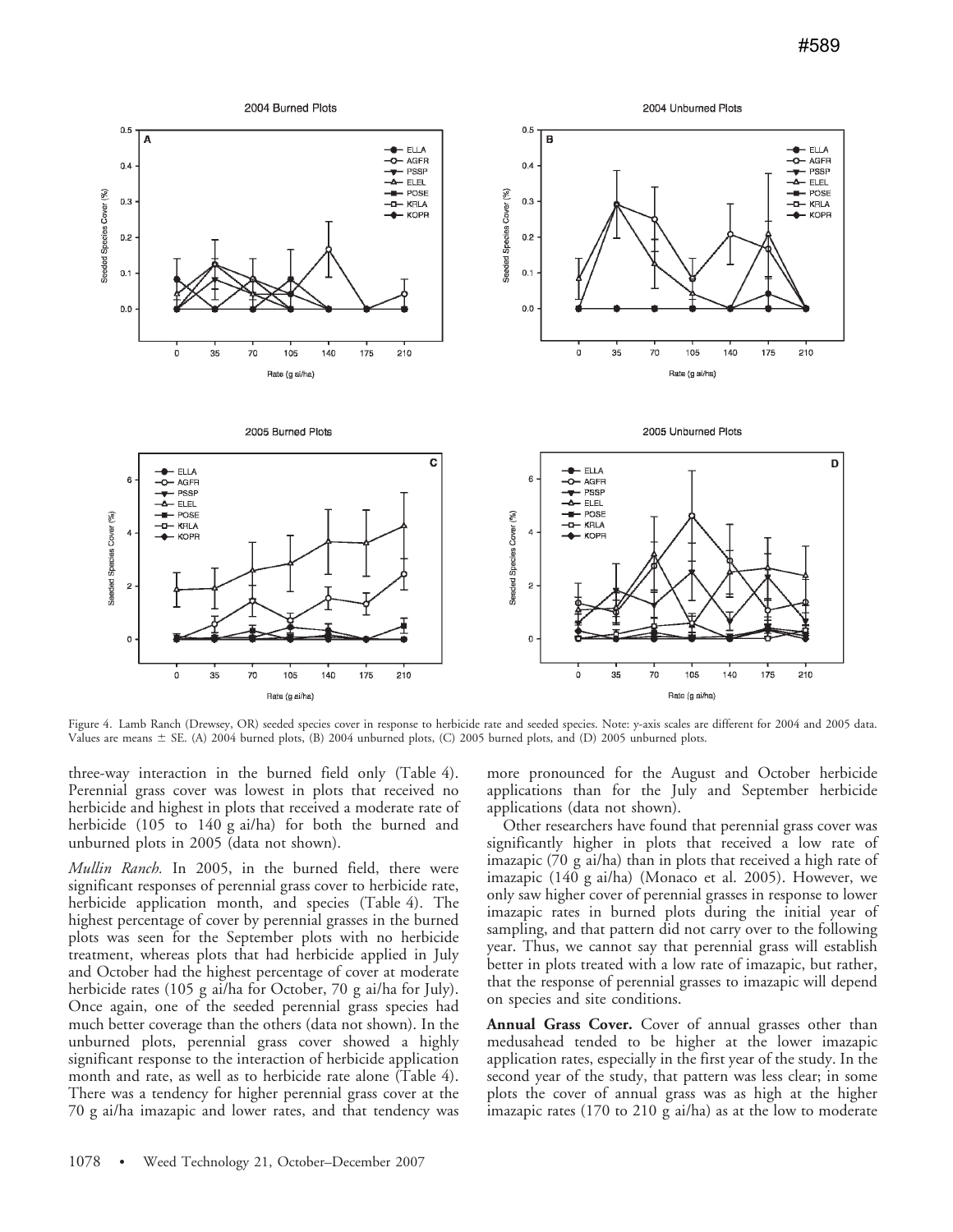#589

2004 Burned Plots

A

Seeded Species Cover (%)

0.5
0.4
0.3
0.2
0.1
0.0

ELLA
AGFR
PSSP
ELEL
POSE
KRLA
KOPR

0 35 70 105 140 175 210

Rate (g ai/ha)

2004 Unburned Plots

B

Seeded Species Cover (%)

0.5
0.4
0.3
0.2
0.1
0.0

ELLA
AGFR
PSSP
ELEL
POSE
KRLA
KOPR

0 35 70 105 140 175 210

Rate (g ai/ha)

2005 Burned Plots

C

Seeded Species Cover (%)

6
4
2
0

ELLA
AGFR
PSSP
ELEL
POSE
KRLA
KOPR

0 35 70 105 140 175 210

Rate (g ai/ha)

2005 Unburned Plots

D

Seeded Species Cover (%)

6
4
2
0

ELLA
AGFR
PSSP
ELEL
POSE
KRLA
KOPR

0 35 70 105 140 175 210

Rate (g ai/ha)

Figure 4. Lamb Ranch (Drewsey, OR) seeded species cover in response to herbicide rate and seeded species. Note: y-axis scales are different for 2004 and 2005 data. Values are means ± SE. (A) 2004 burned plots, (B) 2004 unburned plots, (C) 2005 burned plots, and (D) 2005 unburned plots.

three-way interaction in the burned field only (Table 4). Perennial grass cover was lowest in plots that received no herbicide and highest in plots that received a moderate rate of herbicide (105 to 140 g ai/ha) for both the burned and unburned plots in 2005 (data not shown).

*Mullin Ranch.* In 2005, in the burned field, there were significant responses of perennial grass cover to herbicide rate, herbicide application month, and species (Table 4). The highest percentage of cover by perennial grasses in the burned plots was seen for the September plots with no herbicide treatment, whereas plots that had herbicide applied in July and October had the highest percentage of cover at moderate herbicide rates (105 g ai/ha for October, 70 g ai/ha for July). Once again, one of the seeded perennial grass species had much better coverage than the others (data not shown). In the unburned plots, perennial grass cover showed a highly significant response to the interaction of herbicide application month and rate, as well as to herbicide rate alone (Table 4). There was a tendency for higher perennial grass cover at the 70 g ai/ha imazapic and lower rates, and that tendency was more pronounced for the August and October herbicide applications than for the July and September herbicide applications (data not shown).

Other researchers have found that perennial grass cover was significantly higher in plots that received a low rate of imazapic (70 g ai/ha) than in plots that received a high rate of imazapic (140 g ai/ha) (Monaco et al. 2005). However, we only saw higher cover of perennial grasses in response to lower imazapic rates in burned plots during the initial year of sampling, and that pattern did not carry over to the following year. Thus, we cannot say that perennial grass will establish better in plots treated with a low rate of imazapic, but rather, that the response of perennial grasses to imazapic will depend on species and site conditions.

**Annual Grass Cover.** Cover of annual grasses other than medusahead tended to be higher at the lower imazapic application rates, especially in the first year of the study. In the second year of the study, that pattern was less clear; in some plots the cover of annual grass was as high at the higher imazapic rates (170 to 210 g ai/ha) as at the low to moderate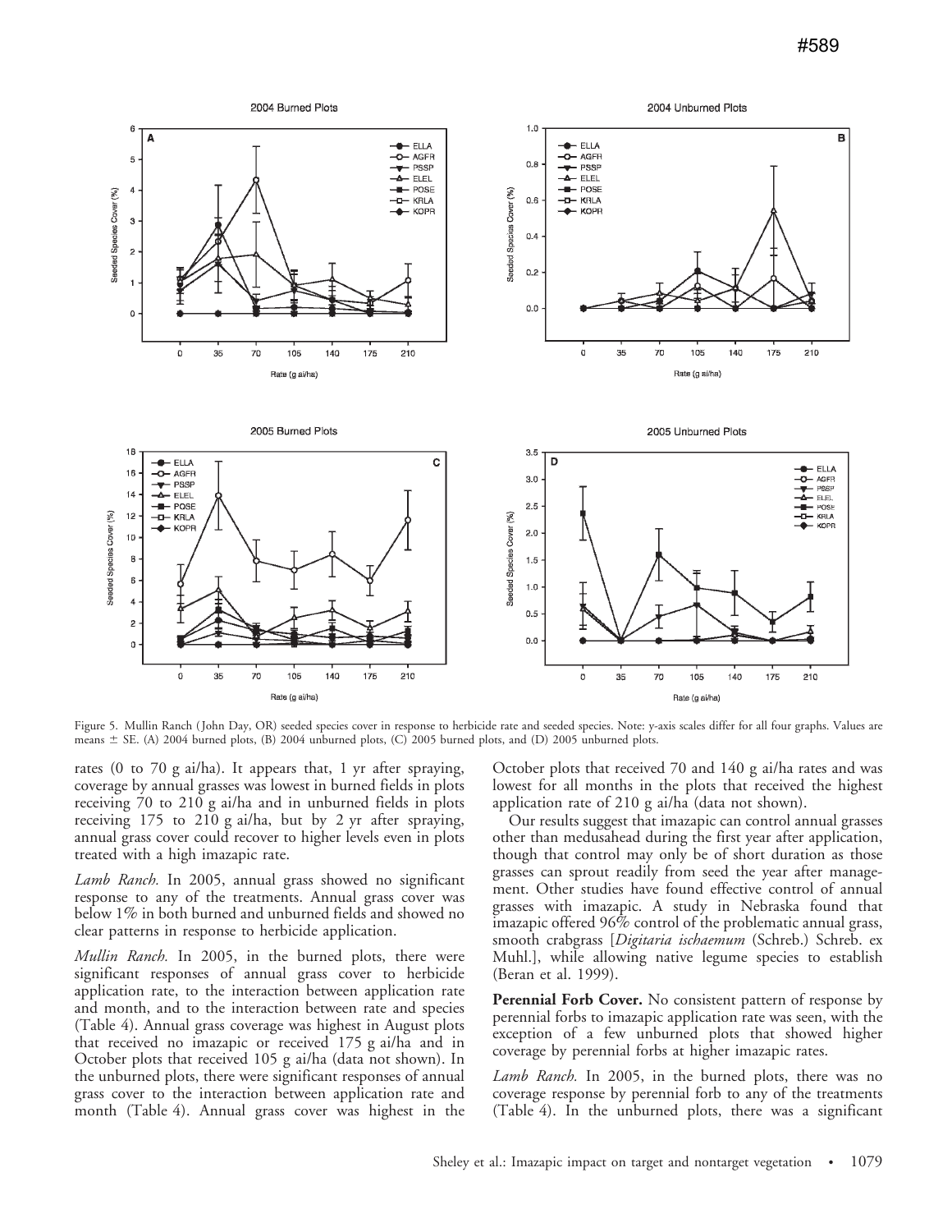#589

2004 Burned Plots

A

Seeded Species Cover (%)

ELLA
AGFR
PSSP
ELEL
POSE
KRLA
KOPR

Rate (g ai/ha)

0 35 70 105 140 175 210

2004 Unburned Plots

B

Seeded Species Cover (%)

ELLA
AGFR
PSSP
ELEL
POSE
KRLA
KOPR

Rate (g ai/ha)

0 35 70 105 140 175 210

2005 Burned Plots

C

Seeded Species Cover (%)

ELLA
AGFR
PSSP
ELEL
POSE
KRLA
KOPR

Rate (g ai/ha)

0 35 70 105 140 175 210

2005 Unburned Plots

D

Seeded Species Cover (%)

ELLA
AGFR
PSSP
ELEL
POSE
KRLA
KOPR

Rate (g ai/ha)

0 35 70 105 140 175 210

Figure 5. Mullin Ranch (John Day, OR) seeded species cover in response to herbicide rate and seeded species. Note: y-axis scales differ for all four graphs. Values are means ± SE. (A) 2004 burned plots, (B) 2004 unburned plots, (C) 2005 burned plots, and (D) 2005 unburned plots.

rates (0 to 70 g ai/ha). It appears that, 1 yr after spraying, coverage by annual grasses was lowest in burned fields in plots receiving 70 to 210 g ai/ha and in unburned fields in plots receiving 175 to 210 g ai/ha, but by 2 yr after spraying, annual grass cover could recover to higher levels even in plots treated with a high imazapic rate.

*Lamb Ranch.* In 2005, annual grass showed no significant response to any of the treatments. Annual grass cover was below 1% in both burned and unburned fields and showed no clear patterns in response to herbicide application.

*Mullin Ranch.* In 2005, in the burned plots, there were significant responses of annual grass cover to herbicide application rate, to the interaction between application rate and month, and to the interaction between rate and species (Table 4). Annual grass coverage was highest in August plots that received no imazapic or received 175 g ai/ha and in October plots that received 105 g ai/ha (data not shown). In the unburned plots, there were significant responses of annual grass cover to the interaction between application rate and month (Table 4). Annual grass cover was highest in the October plots that received 70 and 140 g ai/ha rates and was lowest for all months in the plots that received the highest application rate of 210 g ai/ha (data not shown).

Our results suggest that imazapic can control annual grasses other than medusahead during the first year after application, though that control may only be of short duration as those grasses can sprout readily from seed the year after management. Other studies have found effective control of annual grasses with imazapic. A study in Nebraska found that imazapic offered 96% control of the problematic annual grass, smooth crabgrass [*Digitaria ischaemum* (Schreb.) Schreb. ex Muhl.], while allowing native legume species to establish (Beran et al. 1999).

**Perennial Forb Cover.** No consistent pattern of response by perennial forbs to imazapic application rate was seen, with the exception of a few unburned plots that showed higher coverage by perennial forbs at higher imazapic rates.

*Lamb Ranch.* In 2005, in the burned plots, there was no coverage response by perennial forb to any of the treatments (Table 4). In the unburned plots, there was a significant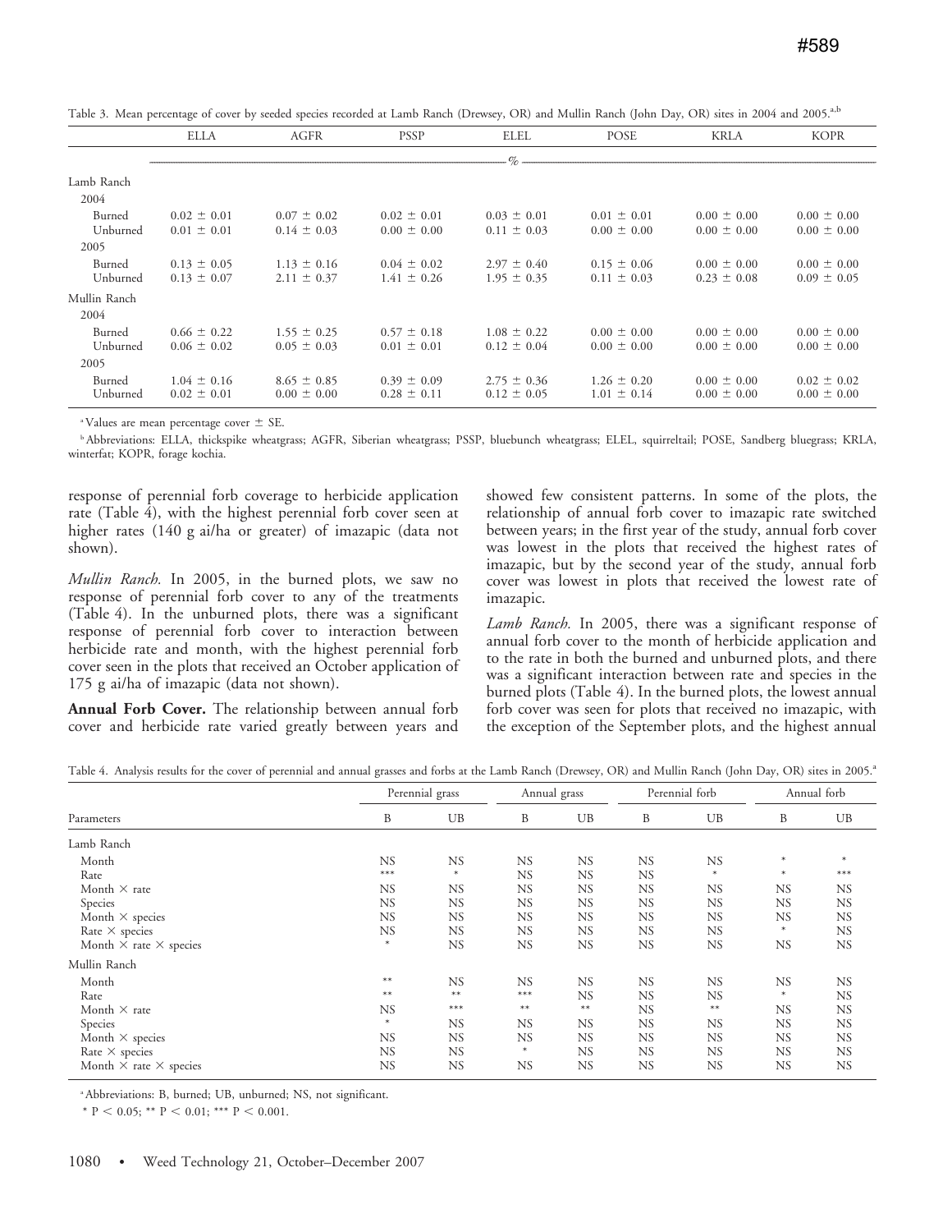Table 3. Mean percentage of cover by seeded species recorded at Lamb Ranch (Drewsey, OR) and Mullin Ranch (John Day, OR) sites in 2004 and 2005.[a,b]

| | ELLA | AGFR | PSSP | ELEL | POSE | KRLA | KOPR |
|---|---|---|---|---|---|---|---|
| | % | | | | | | |
| Lamb Ranch | | | | | | | |
| 2004 | | | | | | | |
| Burned | 0.02 ± 0.01 | 0.07 ± 0.02 | 0.02 ± 0.01 | 0.03 ± 0.01 | 0.01 ± 0.01 | 0.00 ± 0.00 | 0.00 ± 0.00 |
| Unburned | 0.01 ± 0.01 | 0.14 ± 0.03 | 0.00 ± 0.00 | 0.11 ± 0.03 | 0.00 ± 0.00 | 0.00 ± 0.00 | 0.00 ± 0.00 |
| 2005 | | | | | | | |
| Burned | 0.13 ± 0.05 | 1.13 ± 0.16 | 0.04 ± 0.02 | 2.97 ± 0.40 | 0.15 ± 0.06 | 0.00 ± 0.00 | 0.00 ± 0.00 |
| Unburned | 0.13 ± 0.07 | 2.11 ± 0.37 | 1.41 ± 0.26 | 1.95 ± 0.35 | 0.11 ± 0.03 | 0.23 ± 0.08 | 0.09 ± 0.05 |
| Mullin Ranch | | | | | | | |
| 2004 | | | | | | | |
| Burned | 0.66 ± 0.22 | 1.55 ± 0.25 | 0.57 ± 0.18 | 1.08 ± 0.22 | 0.00 ± 0.00 | 0.00 ± 0.00 | 0.00 ± 0.00 |
| Unburned | 0.06 ± 0.02 | 0.05 ± 0.03 | 0.01 ± 0.01 | 0.12 ± 0.04 | 0.00 ± 0.00 | 0.00 ± 0.00 | 0.00 ± 0.00 |
| 2005 | | | | | | | |
| Burned | 1.04 ± 0.16 | 8.65 ± 0.85 | 0.39 ± 0.09 | 2.75 ± 0.36 | 1.26 ± 0.20 | 0.00 ± 0.00 | 0.02 ± 0.02 |
| Unburned | 0.02 ± 0.01 | 0.00 ± 0.00 | 0.28 ± 0.11 | 0.12 ± 0.05 | 1.01 ± 0.14 | 0.00 ± 0.00 | 0.00 ± 0.00 |

[a] Values are mean percentage cover ± SE.

[b] Abbreviations: ELLA, thickspike wheatgrass; AGFR, Siberian wheatgrass; PSSP, bluebunch wheatgrass; ELEL, squirreltail; POSE, Sandberg bluegrass; KRLA, winterfat; KOPR, forage kochia.

response of perennial forb coverage to herbicide application rate (Table 4), with the highest perennial forb cover seen at higher rates (140 g ai/ha or greater) of imazapic (data not shown).

*Mullin Ranch.* In 2005, in the burned plots, we saw no response of perennial forb cover to any of the treatments (Table 4). In the unburned plots, there was a significant response of perennial forb cover to interaction between herbicide rate and month, with the highest perennial forb cover seen in the plots that received an October application of 175 g ai/ha of imazapic (data not shown).

**Annual Forb Cover.** The relationship between annual forb cover and herbicide rate varied greatly between years and showed few consistent patterns. In some of the plots, the relationship of annual forb cover to imazapic rate switched between years; in the first year of the study, annual forb cover was lowest in the plots that received the highest rates of imazapic, but by the second year of the study, annual forb cover was lowest in plots that received the lowest rate of imazapic.

*Lamb Ranch.* In 2005, there was a significant response of annual forb cover to the month of herbicide application and to the rate in both the burned and unburned plots, and there was a significant interaction between rate and species in the burned plots (Table 4). In the burned plots, the lowest annual forb cover was seen for plots that received no imazapic, with the exception of the September plots, and the highest annual

Table 4. Analysis results for the cover of perennial and annual grasses and forbs at the Lamb Ranch (Drewsey, OR) and Mullin Ranch (John Day, OR) sites in 2005.[a]

| | Perennial grass | | Annual grass | | Perennial forb | | Annual forb | |
|---|---|---|---|---|---|---|---|---|
| Parameters | B | UB | B | UB | B | UB | B | UB |
| Lamb Ranch | | | | | | | | |
| Month | NS | NS | NS | NS | NS | NS | * | * |
| Rate | *** | * | NS | NS | NS | * | * | *** |
| Month × rate | NS | NS | NS | NS | NS | NS | NS | NS |
| Species | NS | NS | NS | NS | NS | NS | NS | NS |
| Month × species | NS | NS | NS | NS | NS | NS | NS | NS |
| Rate × species | NS | NS | NS | NS | NS | NS | * | NS |
| Month × rate × species | * | NS | NS | NS | NS | NS | NS | NS |
| Mullin Ranch | | | | | | | | |
| Month | ** | NS | NS | NS | NS | NS | NS | NS |
| Rate | ** | ** | *** | NS | NS | NS | * | NS |
| Month × rate | NS | *** | ** | ** | NS | ** | NS | NS |
| Species | * | NS | NS | NS | NS | NS | NS | NS |
| Month × species | NS | NS | NS | NS | NS | NS | NS | NS |
| Rate × species | NS | NS | * | NS | NS | NS | NS | NS |
| Month × rate × species | NS | NS | NS | NS | NS | NS | NS | NS |

[a] Abbreviations: B, burned; UB, unburned; NS, not significant.

* $P < 0.05$; ** $P < 0.01$; *** $P < 0.001$.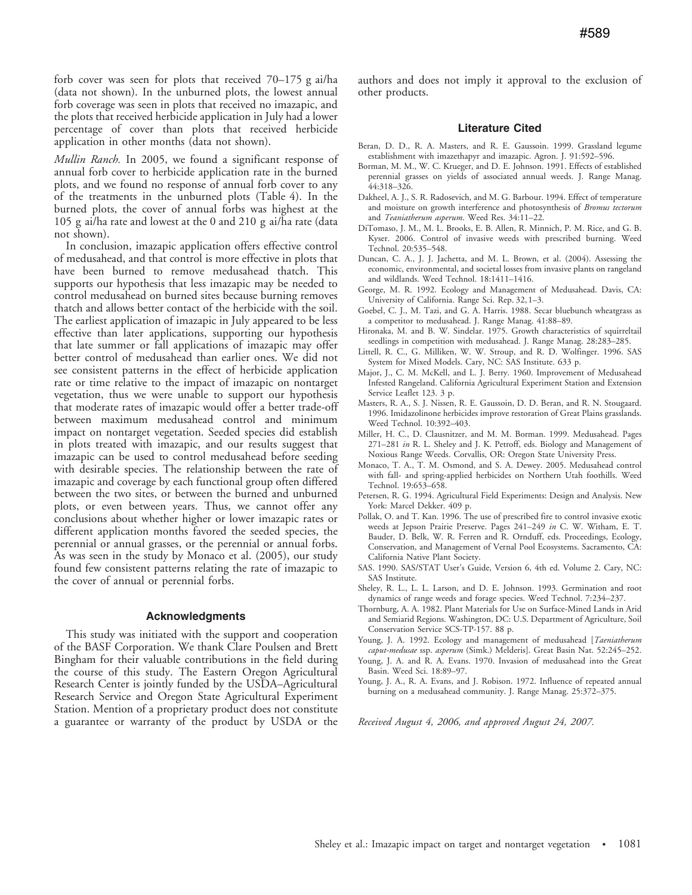forb cover was seen for plots that received 70–175 g ai/ha (data not shown). In the unburned plots, the lowest annual forb coverage was seen in plots that received no imazapic, and the plots that received herbicide application in July had a lower percentage of cover than plots that received herbicide application in other months (data not shown).

*Mullin Ranch.* In 2005, we found a significant response of annual forb cover to herbicide application rate in the burned plots, and we found no response of annual forb cover to any of the treatments in the unburned plots (Table 4). In the burned plots, the cover of annual forbs was highest at the 105 g ai/ha rate and lowest at the 0 and 210 g ai/ha rate (data not shown).

In conclusion, imazapic application offers effective control of medusahead, and that control is more effective in plots that have been burned to remove medusahead thatch. This supports our hypothesis that less imazapic may be needed to control medusahead on burned sites because burning removes thatch and allows better contact of the herbicide with the soil. The earliest application of imazapic in July appeared to be less effective than later applications, supporting our hypothesis that late summer or fall applications of imazapic may offer better control of medusahead than earlier ones. We did not see consistent patterns in the effect of herbicide application rate or time relative to the impact of imazapic on nontarget vegetation, thus we were unable to support our hypothesis that moderate rates of imazapic would offer a better trade-off between maximum medusahead control and minimum impact on nontarget vegetation. Seeded species did establish in plots treated with imazapic, and our results suggest that imazapic can be used to control medusahead before seeding with desirable species. The relationship between the rate of imazapic and coverage by each functional group often differed between the two sites, or between the burned and unburned plots, or even between years. Thus, we cannot offer any conclusions about whether higher or lower imazapic rates or different application months favored the seeded species, the perennial or annual grasses, or the perennial or annual forbs. As was seen in the study by Monaco et al. (2005), our study found few consistent patterns relating the rate of imazapic to the cover of annual or perennial forbs.

## Acknowledgments

This study was initiated with the support and cooperation of the BASF Corporation. We thank Clare Poulsen and Brett Bingham for their valuable contributions in the field during the course of this study. The Eastern Oregon Agricultural Research Center is jointly funded by the USDA–Agricultural Research Service and Oregon State Agricultural Experiment Station. Mention of a proprietary product does not constitute a guarantee or warranty of the product by USDA or the authors and does not imply it approval to the exclusion of other products.

## Literature Cited

Beran, D. D., R. A. Masters, and R. E. Gaussoin. 1999. Grassland legume establishment with imazethapyr and imazapic. Agron. J. 91:592–596.

Borman, M. M., W. C. Krueger, and D. E. Johnson. 1991. Effects of established perennial grasses on yields of associated annual weeds. J. Range Manag. 44:318–326.

Dakheel, A. J., S. R. Radosevich, and M. G. Barbour. 1994. Effect of temperature and moisture on growth interference and photosynthesis of *Bromus tectorum* and *Teaniatherum asperum*. Weed Res. 34:11–22.

DiTomaso, J. M., M. L. Brooks, E. B. Allen, R. Minnich, P. M. Rice, and G. B. Kyser. 2006. Control of invasive weeds with prescribed burning. Weed Technol. 20:535–548.

Duncan, C. A., J. J. Jachetta, and M. L. Brown, et al. (2004). Assessing the economic, environmental, and societal losses from invasive plants on rangeland and wildlands. Weed Technol. 18:1411–1416.

George, M. R. 1992. Ecology and Management of Medusahead. Davis, CA: University of California. Range Sci. Rep. 32, 1–3.

Goebel, C. J., M. Tazi, and G. A. Harris. 1988. Secar bluebunch wheatgrass as a competitor to medusahead. J. Range Manag. 41:88–89.

Hironaka, M. and B. W. Sindelar. 1975. Growth characteristics of squirreltail seedlings in competition with medusahead. J. Range Manag. 28:283–285.

Littell, R. C., G. Milliken, W. W. Stroup, and R. D. Wolfinger. 1996. SAS System for Mixed Models. Cary, NC: SAS Institute. 633 p.

Major, J., C. M. McKell, and L. J. Berry. 1960. Improvement of Medusahead Infested Rangeland. California Agricultural Experiment Station and Extension Service Leaflet 123. 3 p.

Masters, R. A., S. J. Nissen, R. E. Gaussoin, D. D. Beran, and R. N. Stougaard. 1996. Imidazolinone herbicides improve restoration of Great Plains grasslands. Weed Technol. 10:392–403.

Miller, H. C., D. Clausnitzer, and M. M. Borman. 1999. Medusahead. Pages 271–281 *in* R. L. Sheley and J. K. Petroff, eds. Biology and Management of Noxious Range Weeds. Corvallis, OR: Oregon State University Press.

Monaco, T. A., T. M. Osmond, and S. A. Dewey. 2005. Medusahead control with fall- and spring-applied herbicides on Northern Utah foothills. Weed Technol. 19:653–658.

Petersen, R. G. 1994. Agricultural Field Experiments: Design and Analysis. New York: Marcel Dekker. 409 p.

Pollak, O. and T. Kan. 1996. The use of prescribed fire to control invasive exotic weeds at Jepson Prairie Preserve. Pages 241–249 *in* C. W. Witham, E. T. Bauder, D. Belk, W. R. Ferren and R. Ornduff, eds. Proceedings, Ecology, Conservation, and Management of Vernal Pool Ecosystems. Sacramento, CA: California Native Plant Society.

SAS. 1990. SAS/STAT User's Guide, Version 6, 4th ed. Volume 2. Cary, NC: SAS Institute.

Sheley, R. L., L. L. Larson, and D. E. Johnson. 1993. Germination and root dynamics of range weeds and forage species. Weed Technol. 7:234–237.

Thornburg, A. A. 1982. Plant Materials for Use on Surface-Mined Lands in Arid and Semiarid Regions. Washington, DC: U.S. Department of Agriculture, Soil Conservation Service SCS-TP-157. 88 p.

Young, J. A. 1992. Ecology and management of medusahead [*Taeniatherum caput-medusae* ssp. *asperum* (Simk.) Melderis]. Great Basin Nat. 52:245–252.

Young, J. A. and R. A. Evans. 1970. Invasion of medusahead into the Great Basin. Weed Sci. 18:89–97.

Young, J. A., R. A. Evans, and J. Robison. 1972. Influence of repeated annual burning on a medusahead community. J. Range Manag. 25:372–375.

*Received August 4, 2006, and approved August 24, 2007.*